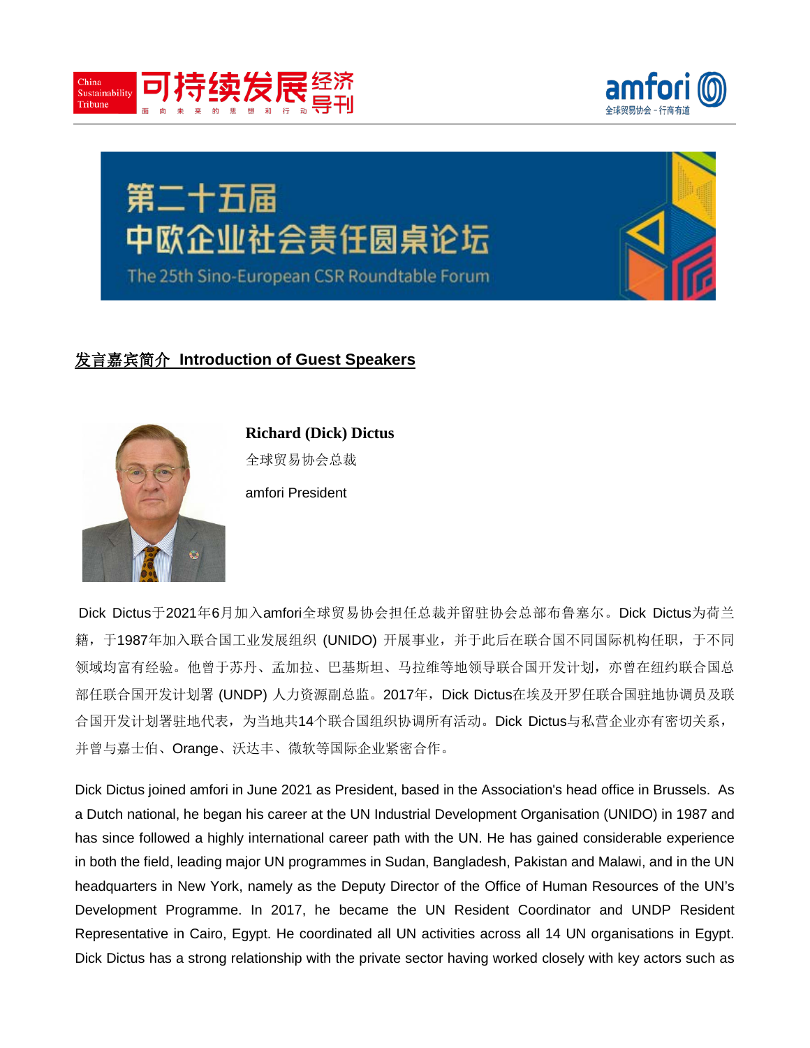# 第二十五届 中欧企业社会责任圆桌论坛

The 25th Sino-European CSR Roundtable Forum

## 发言嘉宾简介 Introduction of Guest Speakers

**Richard (Dick) Dictus**

全球贸易协会总裁

amfori President

Dick Dictus于2021年6月加入amfori全球贸易协会担任总裁并留驻协会总部布鲁塞尔。Dick Dictus为荷兰籍，于1987年加入联合国工业发展组织 (UNIDO) 开展事业，并于此后在联合国不同国际机构任职，于不同领域均富有经验。他曾于苏丹、孟加拉、巴基斯坦、马拉维等地领导联合国开发计划，亦曾在纽约联合国总部任联合国开发计划署 (UNDP) 人力资源副总监。2017年，Dick Dictus在埃及开罗任联合国驻地协调员及联合国开发计划署驻地代表，为当地共14个联合国组织协调所有活动。Dick Dictus与私营企业亦有密切关系，并曾与嘉士伯、Orange、沃达丰、微软等国际企业紧密合作。

Dick Dictus joined amfori in June 2021 as President, based in the Association's head office in Brussels. As a Dutch national, he began his career at the UN Industrial Development Organisation (UNIDO) in 1987 and has since followed a highly international career path with the UN. He has gained considerable experience in both the field, leading major UN programmes in Sudan, Bangladesh, Pakistan and Malawi, and in the UN headquarters in New York, namely as the Deputy Director of the Office of Human Resources of the UN's Development Programme. In 2017, he became the UN Resident Coordinator and UNDP Resident Representative in Cairo, Egypt. He coordinated all UN activities across all 14 UN organisations in Egypt. Dick Dictus has a strong relationship with the private sector having worked closely with key actors such as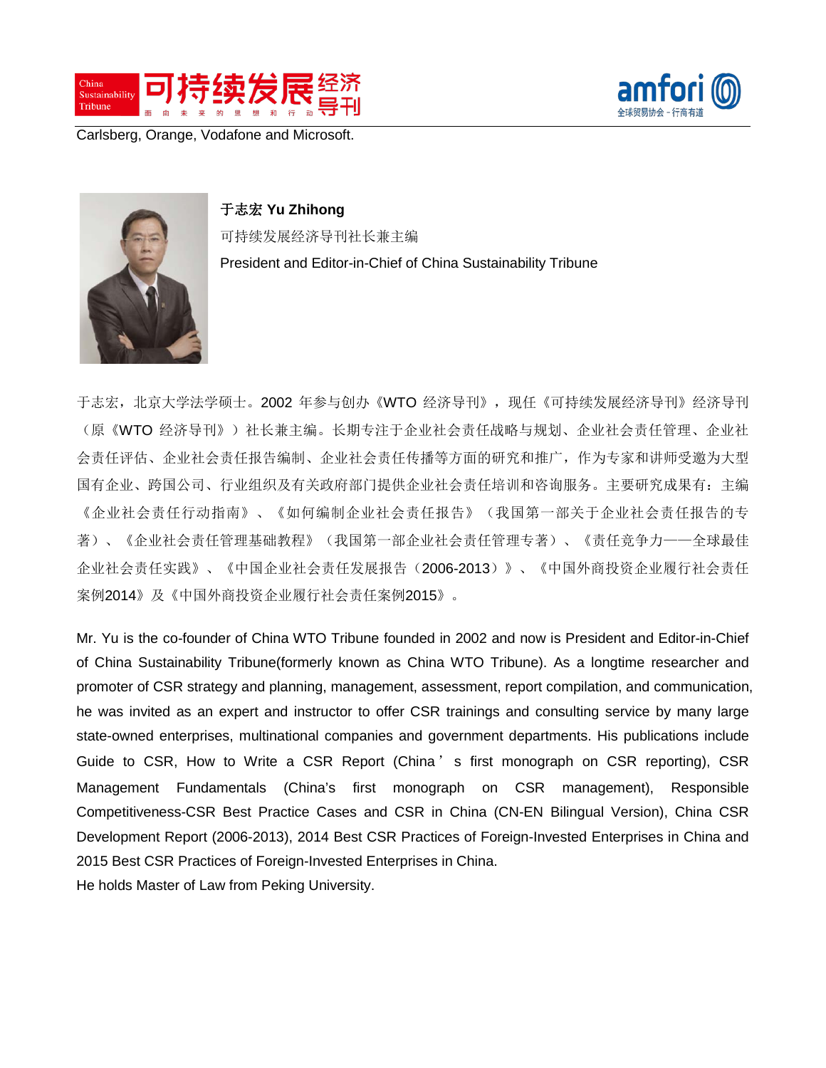Carlsberg, Orange, Vodafone and Microsoft.

**于志宏 Yu Zhihong**

可持续发展经济导刊社长兼主编

President and Editor-in-Chief of China Sustainability Tribune

于志宏，北京大学法学硕士。2002 年参与创办《WTO 经济导刊》，现任《可持续发展经济导刊》经济导刊（原《WTO 经济导刊》）社长兼主编。长期专注于企业社会责任战略与规划、企业社会责任管理、企业社会责任评估、企业社会责任报告编制、企业社会责任传播等方面的研究和推广，作为专家和讲师受邀为大型国有企业、跨国公司、行业组织及有关政府部门提供企业社会责任培训和咨询服务。主要研究成果有：主编《企业社会责任行动指南》、《如何编制企业社会责任报告》（我国第一部关于企业社会责任报告的专著）、《企业社会责任管理基础教程》（我国第一部企业社会责任管理专著）、《责任竞争力——全球最佳企业社会责任实践》、《中国企业社会责任发展报告（2006-2013）》、《中国外商投资企业履行社会责任案例2014》及《中国外商投资企业履行社会责任案例2015》。

Mr. Yu is the co-founder of China WTO Tribune founded in 2002 and now is President and Editor-in-Chief of China Sustainability Tribune(formerly known as China WTO Tribune). As a longtime researcher and promoter of CSR strategy and planning, management, assessment, report compilation, and communication, he was invited as an expert and instructor to offer CSR trainings and consulting service by many large state-owned enterprises, multinational companies and government departments. His publications include Guide to CSR, How to Write a CSR Report (China's first monograph on CSR reporting), CSR Management Fundamentals (China's first monograph on CSR management), Responsible Competitiveness-CSR Best Practice Cases and CSR in China (CN-EN Bilingual Version), China CSR Development Report (2006-2013), 2014 Best CSR Practices of Foreign-Invested Enterprises in China and 2015 Best CSR Practices of Foreign-Invested Enterprises in China.

He holds Master of Law from Peking University.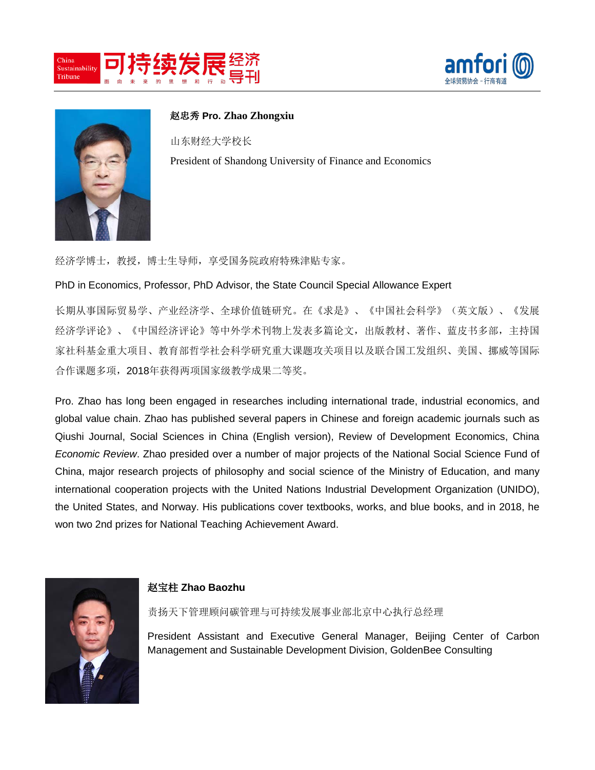**赵忠秀 Pro. Zhao Zhongxiu**

山东财经大学校长

President of Shandong University of Finance and Economics

经济学博士，教授，博士生导师，享受国务院政府特殊津贴专家。

PhD in Economics, Professor, PhD Advisor, the State Council Special Allowance Expert

长期从事国际贸易学、产业经济学、全球价值链研究。在《求是》、《中国社会科学》（英文版）、《发展经济学评论》、《中国经济评论》等中外学术刊物上发表多篇论文，出版教材、著作、蓝皮书多部，主持国家社科基金重大项目、教育部哲学社会科学研究重大课题攻关项目以及联合国工发组织、美国、挪威等国际合作课题多项，2018年获得两项国家级教学成果二等奖。

Pro. Zhao has long been engaged in researches including international trade, industrial economics, and global value chain. Zhao has published several papers in Chinese and foreign academic journals such as Qiushi Journal, Social Sciences in China (English version), Review of Development Economics, China *Economic Review*. Zhao presided over a number of major projects of the National Social Science Fund of China, major research projects of philosophy and social science of the Ministry of Education, and many international cooperation projects with the United Nations Industrial Development Organization (UNIDO), the United States, and Norway. His publications cover textbooks, works, and blue books, and in 2018, he won two 2nd prizes for National Teaching Achievement Award.

**赵宝柱 Zhao Baozhu**

责扬天下管理顾问碳管理与可持续发展事业部北京中心执行总经理

President Assistant and Executive General Manager, Beijing Center of Carbon Management and Sustainable Development Division, GoldenBee Consulting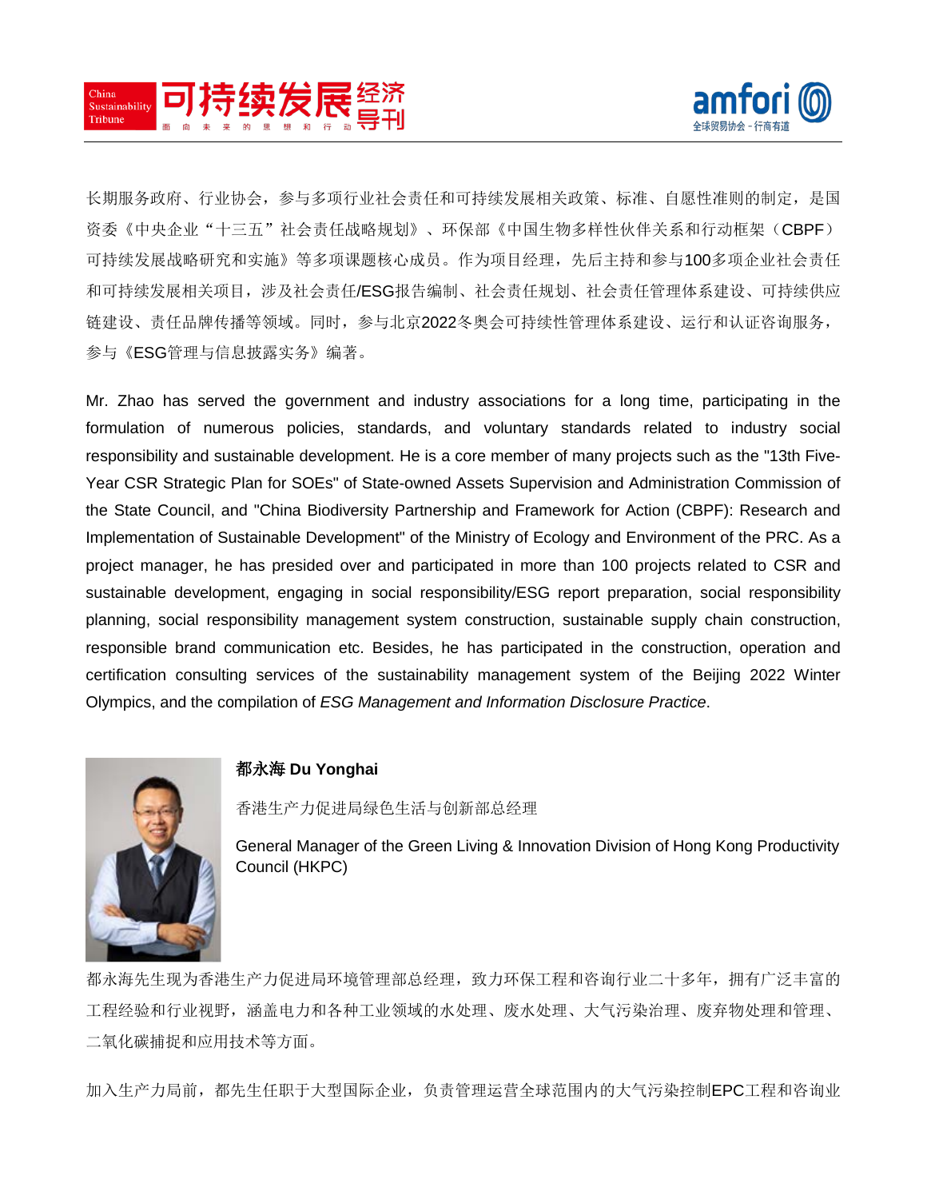长期服务政府、行业协会，参与多项行业社会责任和可持续发展相关政策、标准、自愿性准则的制定，是国资委《中央企业“十三五”社会责任战略规划》、环保部《中国生物多样性伙伴关系和行动框架（CBPF）可持续发展战略研究和实施》等多项课题核心成员。作为项目经理，先后主持和参与100多项企业社会责任和可持续发展相关项目，涉及社会责任/ESG报告编制、社会责任规划、社会责任管理体系建设、可持续供应链建设、责任品牌传播等领域。同时，参与北京2022冬奥会可持续性管理体系建设、运行和认证咨询服务，参与《ESG管理与信息披露实务》编著。

Mr. Zhao has served the government and industry associations for a long time, participating in the formulation of numerous policies, standards, and voluntary standards related to industry social responsibility and sustainable development. He is a core member of many projects such as the "13th Five-Year CSR Strategic Plan for SOEs" of State-owned Assets Supervision and Administration Commission of the State Council, and "China Biodiversity Partnership and Framework for Action (CBPF): Research and Implementation of Sustainable Development" of the Ministry of Ecology and Environment of the PRC. As a project manager, he has presided over and participated in more than 100 projects related to CSR and sustainable development, engaging in social responsibility/ESG report preparation, social responsibility planning, social responsibility management system construction, sustainable supply chain construction, responsible brand communication etc. Besides, he has participated in the construction, operation and certification consulting services of the sustainability management system of the Beijing 2022 Winter Olympics, and the compilation of *ESG Management and Information Disclosure Practice*.

**都永海 Du Yonghai**

香港生产力促进局绿色生活与创新部总经理

General Manager of the Green Living & Innovation Division of Hong Kong Productivity Council (HKPC)

都永海先生现为香港生产力促进局环境管理部总经理，致力环保工程和咨询行业二十多年，拥有广泛丰富的工程经验和行业视野，涵盖电力和各种工业领域的水处理、废水处理、大气污染治理、废弃物处理和管理、二氧化碳捕捉和应用技术等方面。

加入生产力局前，都先生任职于大型国际企业，负责管理运营全球范围内的大气污染控制EPC工程和咨询业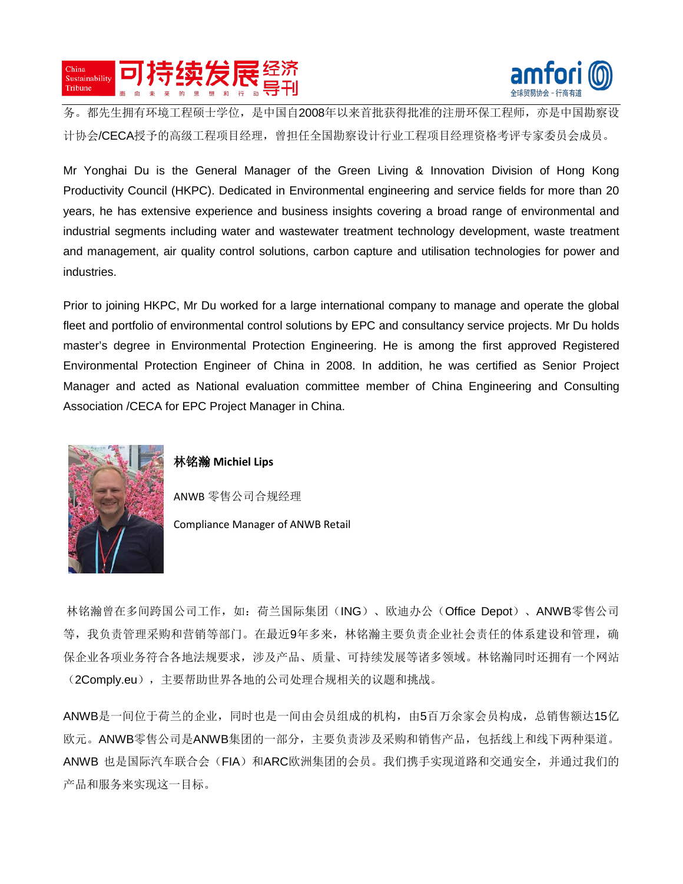务。都先生拥有环境工程硕士学位，是中国自2008年以来首批获得批准的注册环保工程师，亦是中国勘察设计协会/CECA授予的高级工程项目经理，曾担任全国勘察设计行业工程项目经理资格考评专家委员会成员。

Mr Yonghai Du is the General Manager of the Green Living & Innovation Division of Hong Kong Productivity Council (HKPC). Dedicated in Environmental engineering and service fields for more than 20 years, he has extensive experience and business insights covering a broad range of environmental and industrial segments including water and wastewater treatment technology development, waste treatment and management, air quality control solutions, carbon capture and utilisation technologies for power and industries.

Prior to joining HKPC, Mr Du worked for a large international company to manage and operate the global fleet and portfolio of environmental control solutions by EPC and consultancy service projects. Mr Du holds master's degree in Environmental Protection Engineering. He is among the first approved Registered Environmental Protection Engineer of China in 2008. In addition, he was certified as Senior Project Manager and acted as National evaluation committee member of China Engineering and Consulting Association /CECA for EPC Project Manager in China.

**林铭瀚 Michiel Lips**

ANWB 零售公司合规经理

Compliance Manager of ANWB Retail

林铭瀚曾在多间跨国公司工作，如：荷兰国际集团（ING）、欧迪办公（Office Depot）、ANWB零售公司等，我负责管理采购和营销等部门。在最近9年多来，林铭瀚主要负责企业社会责任的体系建设和管理，确保企业各项业务符合各地法规要求，涉及产品、质量、可持续发展等诸多领域。林铭瀚同时还拥有一个网站（2Comply.eu），主要帮助世界各地的公司处理合规相关的议题和挑战。

ANWB是一间位于荷兰的企业，同时也是一间由会员组成的机构，由5百万余家会员构成，总销售额达15亿欧元。ANWB零售公司是ANWB集团的一部分，主要负责涉及采购和销售产品，包括线上和线下两种渠道。ANWB 也是国际汽车联合会（FIA）和ARC欧洲集团的会员。我们携手实现道路和交通安全，并通过我们的产品和服务来实现这一目标。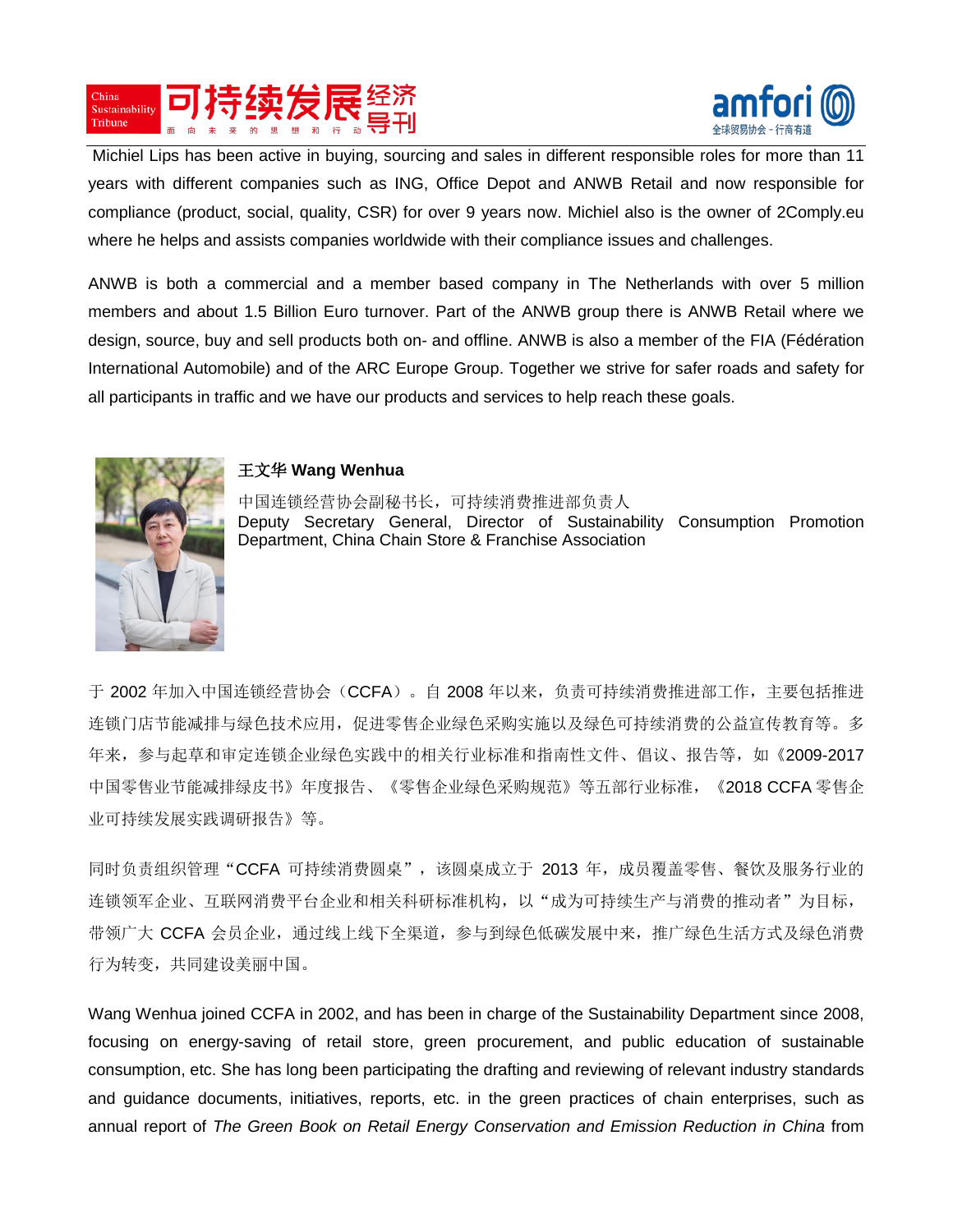Michiel Lips has been active in buying, sourcing and sales in different responsible roles for more than 11 years with different companies such as ING, Office Depot and ANWB Retail and now responsible for compliance (product, social, quality, CSR) for over 9 years now. Michiel also is the owner of 2Comply.eu where he helps and assists companies worldwide with their compliance issues and challenges.

ANWB is both a commercial and a member based company in The Netherlands with over 5 million members and about 1.5 Billion Euro turnover. Part of the ANWB group there is ANWB Retail where we design, source, buy and sell products both on- and offline. ANWB is also a member of the FIA (Fédération International Automobile) and of the ARC Europe Group. Together we strive for safer roads and safety for all participants in traffic and we have our products and services to help reach these goals.

**王文华 Wang Wenhua**

中国连锁经营协会副秘书长，可持续消费推进部负责人
Deputy Secretary General, Director of Sustainability Consumption Promotion Department, China Chain Store & Franchise Association

于 2002 年加入中国连锁经营协会（CCFA）。自 2008 年以来，负责可持续消费推进部工作，主要包括推进连锁门店节能减排与绿色技术应用，促进零售企业绿色采购实施以及绿色可持续消费的公益宣传教育等。多年来，参与起草和审定连锁企业绿色实践中的相关行业标准和指南性文件、倡议、报告等，如《2009-2017 中国零售业节能减排绿皮书》年度报告、《零售企业绿色采购规范》等五部行业标准，《2018 CCFA 零售企业可持续发展实践调研报告》等。

同时负责组织管理“CCFA 可持续消费圆桌”，该圆桌成立于 2013 年，成员覆盖零售、餐饮及服务行业的连锁领军企业、互联网消费平台企业和相关科研标准机构，以“成为可持续生产与消费的推动者”为目标，带领广大 CCFA 会员企业，通过线上线下全渠道，参与到绿色低碳发展中来，推广绿色生活方式及绿色消费行为转变，共同建设美丽中国。

Wang Wenhua joined CCFA in 2002, and has been in charge of the Sustainability Department since 2008, focusing on energy-saving of retail store, green procurement, and public education of sustainable consumption, etc. She has long been participating the drafting and reviewing of relevant industry standards and guidance documents, initiatives, reports, etc. in the green practices of chain enterprises, such as annual report of *The Green Book on Retail Energy Conservation and Emission Reduction in China* from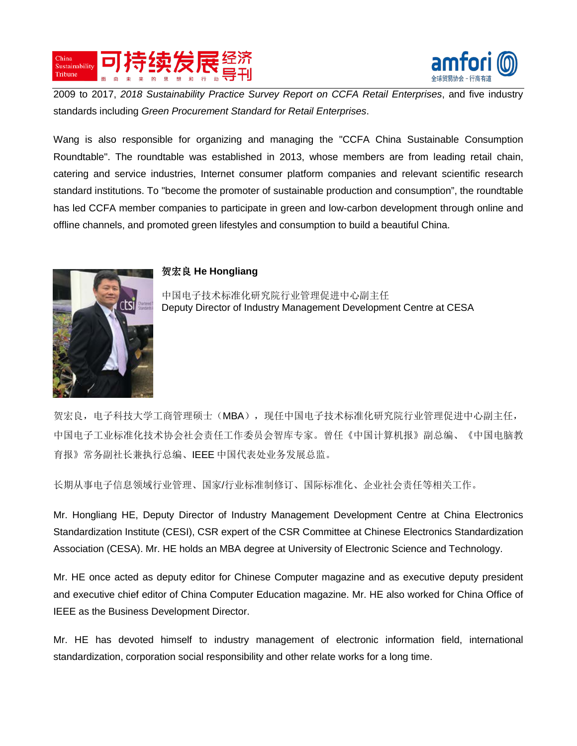2009 to 2017, *2018 Sustainability Practice Survey Report on CCFA Retail Enterprises*, and five industry standards including *Green Procurement Standard for Retail Enterprises*.

Wang is also responsible for organizing and managing the "CCFA China Sustainable Consumption Roundtable". The roundtable was established in 2013, whose members are from leading retail chain, catering and service industries, Internet consumer platform companies and relevant scientific research standard institutions. To "become the promoter of sustainable production and consumption", the roundtable has led CCFA member companies to participate in green and low-carbon development through online and offline channels, and promoted green lifestyles and consumption to build a beautiful China.

**贺宏良 He Hongliang**

中国电子技术标准化研究院行业管理促进中心副主任
Deputy Director of Industry Management Development Centre at CESA

贺宏良，电子科技大学工商管理硕士（MBA），现任中国电子技术标准化研究院行业管理促进中心副主任，中国电子工业标准化技术协会社会责任工作委员会智库专家。曾任《中国计算机报》副总编、《中国电脑教育报》常务副社长兼执行总编、IEEE 中国代表处业务发展总监。

长期从事电子信息领域行业管理、国家/行业标准制修订、国际标准化、企业社会责任等相关工作。

Mr. Hongliang HE, Deputy Director of Industry Management Development Centre at China Electronics Standardization Institute (CESI), CSR expert of the CSR Committee at Chinese Electronics Standardization Association (CESA). Mr. HE holds an MBA degree at University of Electronic Science and Technology.

Mr. HE once acted as deputy editor for Chinese Computer magazine and as executive deputy president and executive chief editor of China Computer Education magazine. Mr. HE also worked for China Office of IEEE as the Business Development Director.

Mr. HE has devoted himself to industry management of electronic information field, international standardization, corporation social responsibility and other relate works for a long time.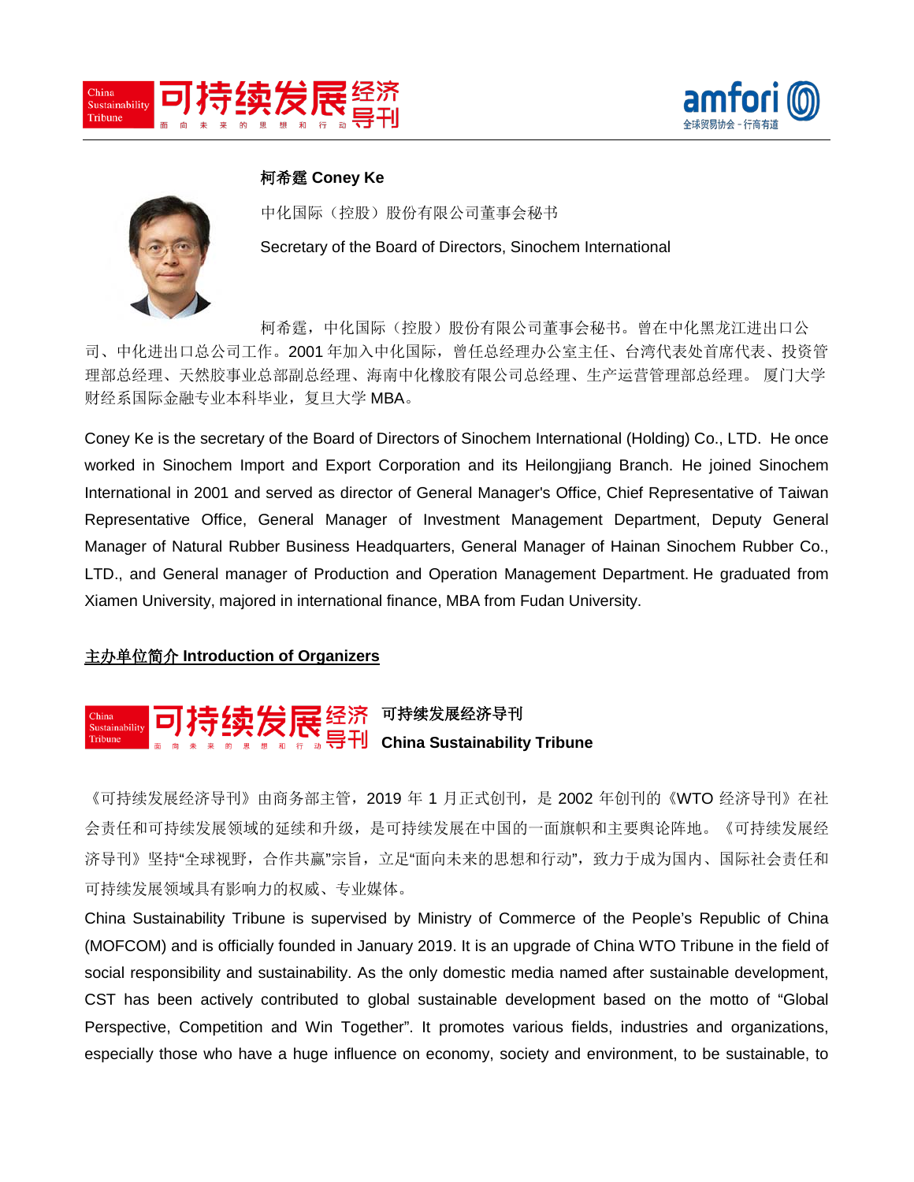**柯希霆 Coney Ke**

中化国际（控股）股份有限公司董事会秘书

Secretary of the Board of Directors, Sinochem International

柯希霆，中化国际（控股）股份有限公司董事会秘书。曾在中化黑龙江进出口公司、中化进出口总公司工作。2001 年加入中化国际，曾任总经理办公室主任、台湾代表处首席代表、投资管理部总经理、天然胶事业总部副总经理、海南中化橡胶有限公司总经理、生产运营管理部总经理。 厦门大学财经系国际金融专业本科毕业，复旦大学 MBA。

Coney Ke is the secretary of the Board of Directors of Sinochem International (Holding) Co., LTD. He once worked in Sinochem Import and Export Corporation and its Heilongjiang Branch. He joined Sinochem International in 2001 and served as director of General Manager's Office, Chief Representative of Taiwan Representative Office, General Manager of Investment Management Department, Deputy General Manager of Natural Rubber Business Headquarters, General Manager of Hainan Sinochem Rubber Co., LTD., and General manager of Production and Operation Management Department. He graduated from Xiamen University, majored in international finance, MBA from Fudan University.

## 主办单位简介 Introduction of Organizers

**可持续发展经济导刊**

**China Sustainability Tribune**

《可持续发展经济导刊》由商务部主管，2019 年 1 月正式创刊，是 2002 年创刊的《WTO 经济导刊》在社会责任和可持续发展领域的延续和升级，是可持续发展在中国的一面旗帜和主要舆论阵地。《可持续发展经济导刊》坚持"全球视野，合作共赢"宗旨，立足"面向未来的思想和行动"，致力于成为国内、国际社会责任和可持续发展领域具有影响力的权威、专业媒体。

China Sustainability Tribune is supervised by Ministry of Commerce of the People's Republic of China (MOFCOM) and is officially founded in January 2019. It is an upgrade of China WTO Tribune in the field of social responsibility and sustainability. As the only domestic media named after sustainable development, CST has been actively contributed to global sustainable development based on the motto of "Global Perspective, Competition and Win Together". It promotes various fields, industries and organizations, especially those who have a huge influence on economy, society and environment, to be sustainable, to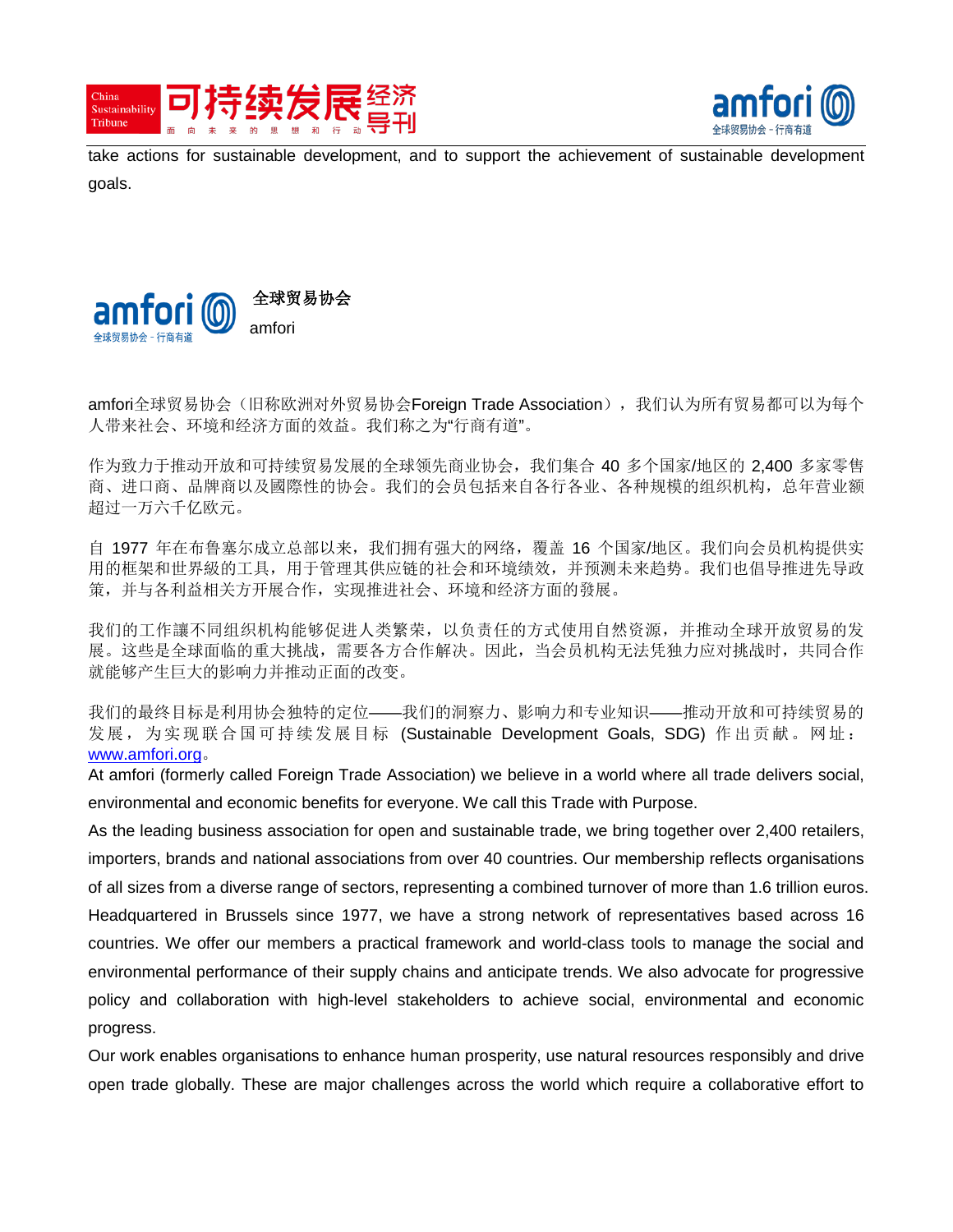take actions for sustainable development, and to support the achievement of sustainable development goals.

**全球贸易协会**

amfori

amfori全球贸易协会（旧称欧洲对外贸易协会Foreign Trade Association），我们认为所有贸易都可以为每个人带来社会、环境和经济方面的效益。我们称之为“行商有道”。

作为致力于推动开放和可持续贸易发展的全球领先商业协会，我们集合 40 多个国家/地区的 2,400 多家零售商、进口商、品牌商以及國際性的协会。我们的会员包括来自各行各业、各种规模的组织机构，总年营业额超过一万六千亿欧元。

自 1977 年在布鲁塞尔成立总部以来，我们拥有强大的网络，覆盖 16 个国家/地区。我们向会员机构提供实用的框架和世界級的工具，用于管理其供应链的社会和环境绩效，并预测未来趋势。我们也倡导推进先导政策，并与各利益相关方开展合作，实现推进社会、环境和经济方面的發展。

我们的工作讓不同组织机构能够促进人类繁荣，以负责任的方式使用自然资源，并推动全球开放贸易的发展。这些是全球面临的重大挑战，需要各方合作解决。因此，当会员机构无法凭独力应对挑战时，共同合作就能够产生巨大的影响力并推动正面的改变。

我们的最终目标是利用协会独特的定位——我们的洞察力、影响力和专业知识——推动开放和可持续贸易的发展，为实现联合国可持续发展目标 (Sustainable Development Goals, SDG) 作出贡献。网址：www.amfori.org。

At amfori (formerly called Foreign Trade Association) we believe in a world where all trade delivers social, environmental and economic benefits for everyone. We call this Trade with Purpose.

As the leading business association for open and sustainable trade, we bring together over 2,400 retailers, importers, brands and national associations from over 40 countries. Our membership reflects organisations of all sizes from a diverse range of sectors, representing a combined turnover of more than 1.6 trillion euros. Headquartered in Brussels since 1977, we have a strong network of representatives based across 16 countries. We offer our members a practical framework and world-class tools to manage the social and environmental performance of their supply chains and anticipate trends. We also advocate for progressive policy and collaboration with high-level stakeholders to achieve social, environmental and economic progress.

Our work enables organisations to enhance human prosperity, use natural resources responsibly and drive open trade globally. These are major challenges across the world which require a collaborative effort to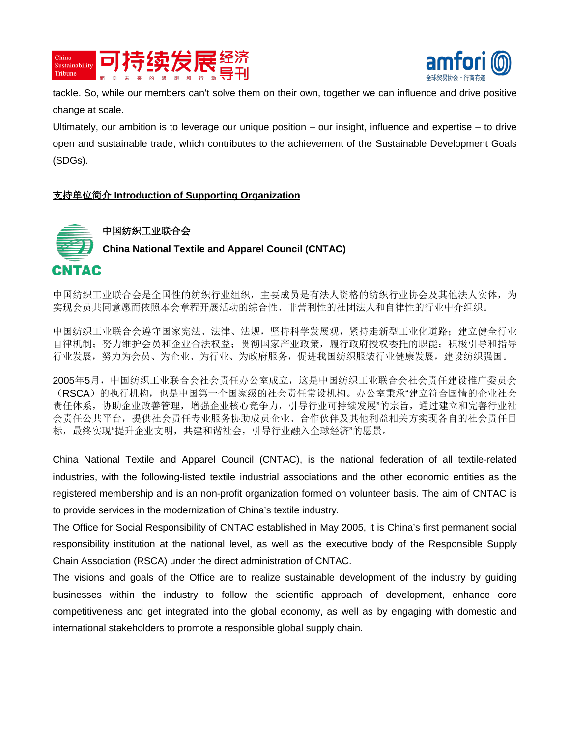tackle. So, while our members can't solve them on their own, together we can influence and drive positive change at scale.

Ultimately, our ambition is to leverage our unique position – our insight, influence and expertise – to drive open and sustainable trade, which contributes to the achievement of the Sustainable Development Goals (SDGs).

## 支持单位简介 Introduction of Supporting Organization

### 中国纺织工业联合会

### China National Textile and Apparel Council (CNTAC)

CNTAC

中国纺织工业联合会是全国性的纺织行业组织，主要成员是有法人资格的纺织行业协会及其他法人实体，为实现会员共同意愿而依照本会章程开展活动的综合性、非营利性的社团法人和自律性的行业中介组织。

中国纺织工业联合会遵守国家宪法、法律、法规，坚持科学发展观，紧持走新型工业化道路；建立健全行业自律机制；努力维护会员和企业合法权益；贯彻国家产业政策，履行政府授权委托的职能；积极引导和指导行业发展，努力为会员、为企业、为行业、为政府服务，促进我国纺织服装行业健康发展，建设纺织强国。

2005年5月，中国纺织工业联合会社会责任办公室成立，这是中国纺织工业联合会社会责任建设推广委员会（RSCA）的执行机构，也是中国第一个国家级的社会责任常设机构。办公室秉承"建立符合国情的企业社会责任体系，协助企业改善管理，增强企业核心竞争力，引导行业可持续发展"的宗旨，通过建立和完善行业社会责任公共平台，提供社会责任专业服务协助成员企业、合作伙伴及其他利益相关方实现各自的社会责任目标，最终实现"提升企业文明，共建和谐社会，引导行业融入全球经济"的愿景。

China National Textile and Apparel Council (CNTAC), is the national federation of all textile-related industries, with the following-listed textile industrial associations and the other economic entities as the registered membership and is an non-profit organization formed on volunteer basis. The aim of CNTAC is to provide services in the modernization of China's textile industry.

The Office for Social Responsibility of CNTAC established in May 2005, it is China's first permanent social responsibility institution at the national level, as well as the executive body of the Responsible Supply Chain Association (RSCA) under the direct administration of CNTAC.

The visions and goals of the Office are to realize sustainable development of the industry by guiding businesses within the industry to follow the scientific approach of development, enhance core competitiveness and get integrated into the global economy, as well as by engaging with domestic and international stakeholders to promote a responsible global supply chain.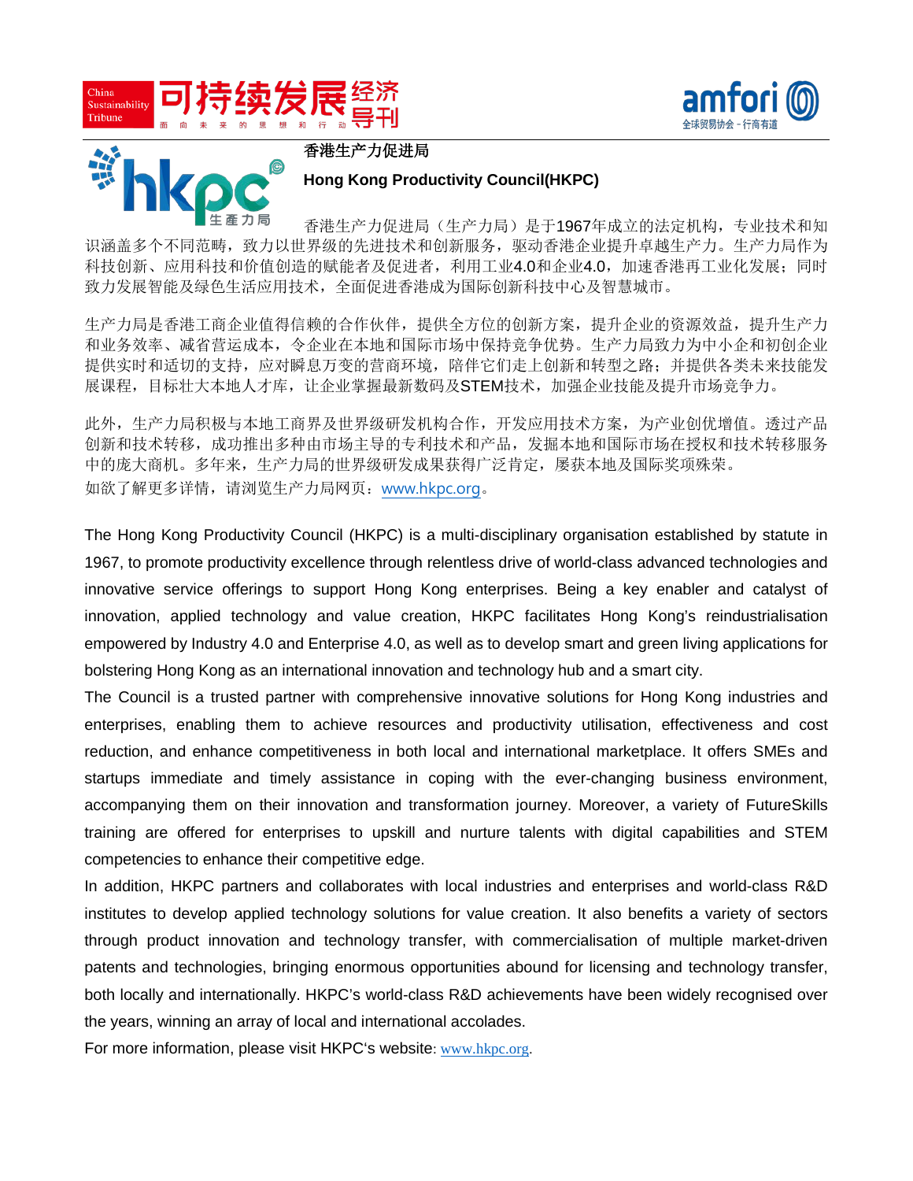**香港生产力促进局**

**Hong Kong Productivity Council(HKPC)**

香港生产力促进局（生产力局）是于1967年成立的法定机构，专业技术和知识涵盖多个不同范畴，致力以世界级的先进技术和创新服务，驱动香港企业提升卓越生产力。生产力局作为科技创新、应用科技和价值创造的赋能者及促进者，利用工业4.0和企业4.0，加速香港再工业化发展；同时致力发展智能及绿色生活应用技术，全面促进香港成为国际创新科技中心及智慧城市。

生产力局是香港工商企业值得信赖的合作伙伴，提供全方位的创新方案，提升企业的资源效益，提升生产力和业务效率、减省营运成本，令企业在本地和国际市场中保持竞争优势。生产力局致力为中小企和初创企业提供实时和适切的支持，应对瞬息万变的营商环境，陪伴它们走上创新和转型之路；并提供各类未来技能发展课程，目标壮大本地人才库，让企业掌握最新数码及STEM技术，加强企业技能及提升市场竞争力。

此外，生产力局积极与本地工商界及世界级研发机构合作，开发应用技术方案，为产业创优增值。透过产品创新和技术转移，成功推出多种由市场主导的专利技术和产品，发掘本地和国际市场在授权和技术转移服务中的庞大商机。多年来，生产力局的世界级研发成果获得广泛肯定，屡获本地及国际奖项殊荣。
如欲了解更多详情，请浏览生产力局网页：www.hkpc.org。

The Hong Kong Productivity Council (HKPC) is a multi-disciplinary organisation established by statute in 1967, to promote productivity excellence through relentless drive of world-class advanced technologies and innovative service offerings to support Hong Kong enterprises. Being a key enabler and catalyst of innovation, applied technology and value creation, HKPC facilitates Hong Kong's reindustrialisation empowered by Industry 4.0 and Enterprise 4.0, as well as to develop smart and green living applications for bolstering Hong Kong as an international innovation and technology hub and a smart city.

The Council is a trusted partner with comprehensive innovative solutions for Hong Kong industries and enterprises, enabling them to achieve resources and productivity utilisation, effectiveness and cost reduction, and enhance competitiveness in both local and international marketplace. It offers SMEs and startups immediate and timely assistance in coping with the ever-changing business environment, accompanying them on their innovation and transformation journey. Moreover, a variety of FutureSkills training are offered for enterprises to upskill and nurture talents with digital capabilities and STEM competencies to enhance their competitive edge.

In addition, HKPC partners and collaborates with local industries and enterprises and world-class R&D institutes to develop applied technology solutions for value creation. It also benefits a variety of sectors through product innovation and technology transfer, with commercialisation of multiple market-driven patents and technologies, bringing enormous opportunities abound for licensing and technology transfer, both locally and internationally. HKPC's world-class R&D achievements have been widely recognised over the years, winning an array of local and international accolades.

For more information, please visit HKPC's website: www.hkpc.org.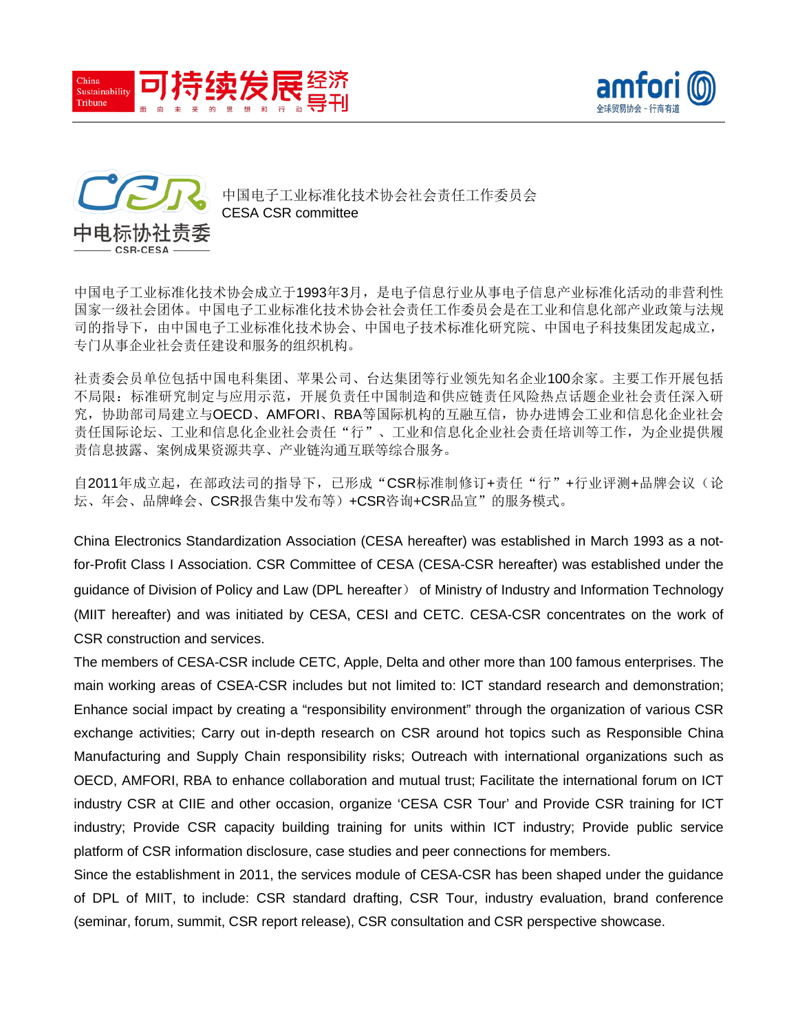中国电子工业标准化技术协会社会责任工作委员会
CESA CSR committee

中电标协社责委
CSR-CESA

中国电子工业标准化技术协会成立于1993年3月，是电子信息行业从事电子信息产业标准化活动的非营利性国家一级社会团体。中国电子工业标准化技术协会社会责任工作委员会是在工业和信息化部产业政策与法规司的指导下，由中国电子工业标准化技术协会、中国电子技术标准化研究院、中国电子科技集团发起成立，专门从事企业社会责任建设和服务的组织机构。

社责委会员单位包括中国电科集团、苹果公司、台达集团等行业领先知名企业100余家。主要工作开展包括不局限：标准研究制定与应用示范，开展负责任中国制造和供应链责任风险热点话题企业社会责任深入研究，协助部司局建立与OECD、AMFORI、RBA等国际机构的互融互信，协办进博会工业和信息化企业社会责任国际论坛、工业和信息化企业社会责任“行”、工业和信息化企业社会责任培训等工作，为企业提供履责信息披露、案例成果资源共享、产业链沟通互联等综合服务。

自2011年成立起，在部政法司的指导下，已形成“CSR标准制修订+责任“行”+行业评测+品牌会议（论坛、年会、品牌峰会、CSR报告集中发布等）+CSR咨询+CSR品宣”的服务模式。

China Electronics Standardization Association (CESA hereafter) was established in March 1993 as a not-for-Profit Class I Association. CSR Committee of CESA (CESA-CSR hereafter) was established under the guidance of Division of Policy and Law (DPL hereafter） of Ministry of Industry and Information Technology (MIIT hereafter) and was initiated by CESA, CESI and CETC. CESA-CSR concentrates on the work of CSR construction and services.

The members of CESA-CSR include CETC, Apple, Delta and other more than 100 famous enterprises. The main working areas of CSEA-CSR includes but not limited to: ICT standard research and demonstration; Enhance social impact by creating a “responsibility environment” through the organization of various CSR exchange activities; Carry out in-depth research on CSR around hot topics such as Responsible China Manufacturing and Supply Chain responsibility risks; Outreach with international organizations such as OECD, AMFORI, RBA to enhance collaboration and mutual trust; Facilitate the international forum on ICT industry CSR at CIIE and other occasion, organize ‘CESA CSR Tour’ and Provide CSR training for ICT industry; Provide CSR capacity building training for units within ICT industry; Provide public service platform of CSR information disclosure, case studies and peer connections for members.

Since the establishment in 2011, the services module of CESA-CSR has been shaped under the guidance of DPL of MIIT, to include: CSR standard drafting, CSR Tour, industry evaluation, brand conference (seminar, forum, summit, CSR report release), CSR consultation and CSR perspective showcase.